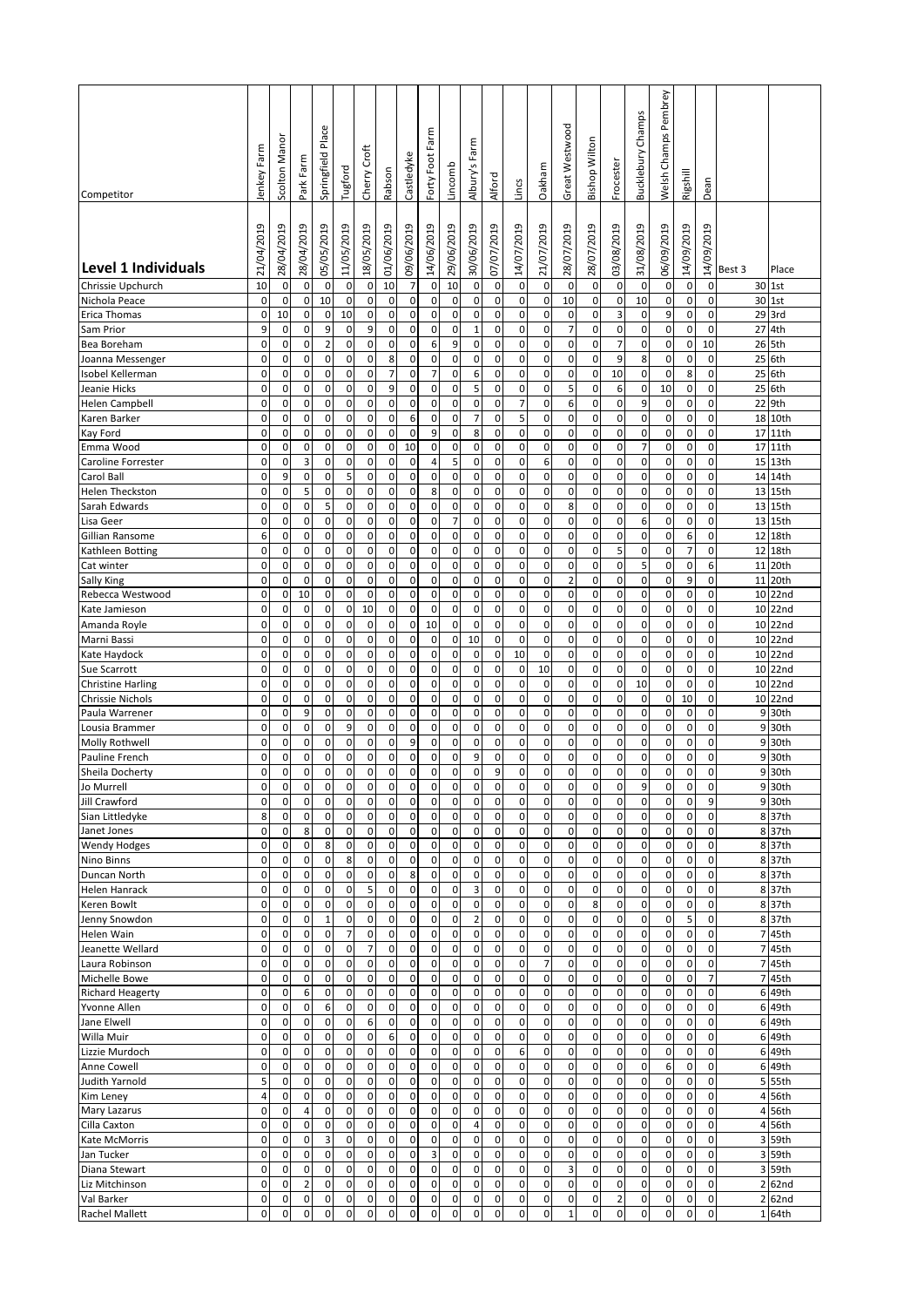| Competitor | Jenkey Farm | Scolton Manor | Park Farm | Springfield Place | Tugford | Cherry Croft | Rabson | Castledyke | Forty Foot Farm | Lincomb | Albury's Farm | Alford | Lincs | Oakham | Great Westwood | Bishop Wilton | Frocester | Bucklebury Champs | Welsh Champs Pembrey | Rigshill | Dean | | |
|---|---|---|---|---|---|---|---|---|---|---|---|---|---|---|---|---|---|---|---|---|---|---|---|
| **Level 1 Individuals** | 21/04/2019 | 28/04/2019 | 28/04/2019 | 05/05/2019 | 11/05/2019 | 18/05/2019 | 01/06/2019 | 09/06/2019 | 14/06/2019 | 29/06/2019 | 30/06/2019 | 07/07/2019 | 14/07/2019 | 21/07/2019 | 28/07/2019 | 28/07/2019 | 03/08/2019 | 31/08/2019 | 06/09/2019 | 14/09/2019 | 14/09/2019 | Best 3 | Place |
| Chrissie Upchurch | 10 | 0 | 0 | 0 | 0 | 0 | 10 | 7 | 0 | 10 | 0 | 0 | 0 | 0 | 0 | 0 | 0 | 0 | 0 | 0 | 0 | 30 | 1st |
| Nichola Peace | 0 | 0 | 0 | 10 | 0 | 0 | 0 | 0 | 0 | 0 | 0 | 0 | 0 | 0 | 10 | 0 | 0 | 10 | 0 | 0 | 0 | 30 | 1st |
| Erica Thomas | 0 | 10 | 0 | 0 | 10 | 0 | 0 | 0 | 0 | 0 | 0 | 0 | 0 | 0 | 0 | 0 | 3 | 0 | 9 | 0 | 0 | 29 | 3rd |
| Sam Prior | 9 | 0 | 0 | 9 | 0 | 9 | 0 | 0 | 0 | 0 | 1 | 0 | 0 | 0 | 7 | 0 | 0 | 0 | 0 | 0 | 0 | 27 | 4th |
| Bea Boreham | 0 | 0 | 0 | 2 | 0 | 0 | 0 | 0 | 6 | 9 | 0 | 0 | 0 | 0 | 0 | 0 | 7 | 0 | 0 | 0 | 10 | 26 | 5th |
| Joanna Messenger | 0 | 0 | 0 | 0 | 0 | 0 | 8 | 0 | 0 | 0 | 0 | 0 | 0 | 0 | 0 | 0 | 9 | 8 | 0 | 0 | 0 | 25 | 6th |
| Isobel Kellerman | 0 | 0 | 0 | 0 | 0 | 0 | 7 | 0 | 7 | 0 | 6 | 0 | 0 | 0 | 0 | 0 | 10 | 0 | 0 | 8 | 0 | 25 | 6th |
| Jeanie Hicks | 0 | 0 | 0 | 0 | 0 | 0 | 9 | 0 | 0 | 0 | 5 | 0 | 0 | 0 | 5 | 0 | 6 | 0 | 10 | 0 | 0 | 25 | 6th |
| Helen Campbell | 0 | 0 | 0 | 0 | 0 | 0 | 0 | 0 | 0 | 0 | 0 | 0 | 7 | 0 | 6 | 0 | 0 | 9 | 0 | 0 | 0 | 22 | 9th |
| Karen Barker | 0 | 0 | 0 | 0 | 0 | 0 | 0 | 6 | 0 | 0 | 7 | 0 | 5 | 0 | 0 | 0 | 0 | 0 | 0 | 0 | 0 | 18 | 10th |
| Kay Ford | 0 | 0 | 0 | 0 | 0 | 0 | 0 | 0 | 9 | 0 | 8 | 0 | 0 | 0 | 0 | 0 | 0 | 0 | 0 | 0 | 0 | 17 | 11th |
| Emma Wood | 0 | 0 | 0 | 0 | 0 | 0 | 0 | 10 | 0 | 0 | 0 | 0 | 0 | 0 | 0 | 0 | 0 | 7 | 0 | 0 | 0 | 17 | 11th |
| Caroline Forrester | 0 | 0 | 3 | 0 | 0 | 0 | 0 | 0 | 4 | 5 | 0 | 0 | 0 | 6 | 0 | 0 | 0 | 0 | 0 | 0 | 0 | 15 | 13th |
| Carol Ball | 0 | 9 | 0 | 0 | 5 | 0 | 0 | 0 | 0 | 0 | 0 | 0 | 0 | 0 | 0 | 0 | 0 | 0 | 0 | 0 | 0 | 14 | 14th |
| Helen Theckston | 0 | 0 | 5 | 0 | 0 | 0 | 0 | 0 | 8 | 0 | 0 | 0 | 0 | 0 | 0 | 0 | 0 | 0 | 0 | 0 | 0 | 13 | 15th |
| Sarah Edwards | 0 | 0 | 0 | 5 | 0 | 0 | 0 | 0 | 0 | 0 | 0 | 0 | 0 | 0 | 8 | 0 | 0 | 0 | 0 | 0 | 0 | 13 | 15th |
| Lisa Geer | 0 | 0 | 0 | 0 | 0 | 0 | 0 | 0 | 0 | 7 | 0 | 0 | 0 | 0 | 0 | 0 | 0 | 6 | 0 | 0 | 0 | 13 | 15th |
| Gillian Ransome | 6 | 0 | 0 | 0 | 0 | 0 | 0 | 0 | 0 | 0 | 0 | 0 | 0 | 0 | 0 | 0 | 0 | 0 | 0 | 6 | 0 | 12 | 18th |
| Kathleen Botting | 0 | 0 | 0 | 0 | 0 | 0 | 0 | 0 | 0 | 0 | 0 | 0 | 0 | 0 | 0 | 0 | 5 | 0 | 0 | 7 | 0 | 12 | 18th |
| Cat winter | 0 | 0 | 0 | 0 | 0 | 0 | 0 | 0 | 0 | 0 | 0 | 0 | 0 | 0 | 0 | 0 | 0 | 5 | 0 | 0 | 6 | 11 | 20th |
| Sally King | 0 | 0 | 0 | 0 | 0 | 0 | 0 | 0 | 0 | 0 | 0 | 0 | 0 | 0 | 2 | 0 | 0 | 0 | 0 | 9 | 0 | 11 | 20th |
| Rebecca Westwood | 0 | 0 | 10 | 0 | 0 | 0 | 0 | 0 | 0 | 0 | 0 | 0 | 0 | 0 | 0 | 0 | 0 | 0 | 0 | 0 | 0 | 10 | 22nd |
| Kate Jamieson | 0 | 0 | 0 | 0 | 0 | 10 | 0 | 0 | 0 | 0 | 0 | 0 | 0 | 0 | 0 | 0 | 0 | 0 | 0 | 0 | 0 | 10 | 22nd |
| Amanda Royle | 0 | 0 | 0 | 0 | 0 | 0 | 0 | 0 | 10 | 0 | 0 | 0 | 0 | 0 | 0 | 0 | 0 | 0 | 0 | 0 | 0 | 10 | 22nd |
| Marni Bassi | 0 | 0 | 0 | 0 | 0 | 0 | 0 | 0 | 0 | 0 | 10 | 0 | 0 | 0 | 0 | 0 | 0 | 0 | 0 | 0 | 0 | 10 | 22nd |
| Kate Haydock | 0 | 0 | 0 | 0 | 0 | 0 | 0 | 0 | 0 | 0 | 0 | 0 | 10 | 0 | 0 | 0 | 0 | 0 | 0 | 0 | 0 | 10 | 22nd |
| Sue Scarrott | 0 | 0 | 0 | 0 | 0 | 0 | 0 | 0 | 0 | 0 | 0 | 0 | 0 | 10 | 0 | 0 | 0 | 0 | 0 | 0 | 0 | 10 | 22nd |
| Christine Harling | 0 | 0 | 0 | 0 | 0 | 0 | 0 | 0 | 0 | 0 | 0 | 0 | 0 | 0 | 0 | 0 | 0 | 10 | 0 | 0 | 0 | 10 | 22nd |
| Chrissie Nichols | 0 | 0 | 0 | 0 | 0 | 0 | 0 | 0 | 0 | 0 | 0 | 0 | 0 | 0 | 0 | 0 | 0 | 0 | 0 | 10 | 0 | 10 | 22nd |
| Paula Warrener | 0 | 0 | 9 | 0 | 0 | 0 | 0 | 0 | 0 | 0 | 0 | 0 | 0 | 0 | 0 | 0 | 0 | 0 | 0 | 0 | 0 | 9 | 30th |
| Lousia Brammer | 0 | 0 | 0 | 0 | 9 | 0 | 0 | 0 | 0 | 0 | 0 | 0 | 0 | 0 | 0 | 0 | 0 | 0 | 0 | 0 | 0 | 9 | 30th |
| Molly Rothwell | 0 | 0 | 0 | 0 | 0 | 0 | 0 | 9 | 0 | 0 | 0 | 0 | 0 | 0 | 0 | 0 | 0 | 0 | 0 | 0 | 0 | 9 | 30th |
| Pauline French | 0 | 0 | 0 | 0 | 0 | 0 | 0 | 0 | 0 | 0 | 9 | 0 | 0 | 0 | 0 | 0 | 0 | 0 | 0 | 0 | 0 | 9 | 30th |
| Sheila Docherty | 0 | 0 | 0 | 0 | 0 | 0 | 0 | 0 | 0 | 0 | 0 | 9 | 0 | 0 | 0 | 0 | 0 | 0 | 0 | 0 | 0 | 9 | 30th |
| Jo Murrell | 0 | 0 | 0 | 0 | 0 | 0 | 0 | 0 | 0 | 0 | 0 | 0 | 0 | 0 | 0 | 0 | 0 | 9 | 0 | 0 | 0 | 9 | 30th |
| Jill Crawford | 0 | 0 | 0 | 0 | 0 | 0 | 0 | 0 | 0 | 0 | 0 | 0 | 0 | 0 | 0 | 0 | 0 | 0 | 0 | 0 | 9 | 9 | 30th |
| Sian Littledyke | 8 | 0 | 0 | 0 | 0 | 0 | 0 | 0 | 0 | 0 | 0 | 0 | 0 | 0 | 0 | 0 | 0 | 0 | 0 | 0 | 0 | 8 | 37th |
| Janet Jones | 0 | 0 | 8 | 0 | 0 | 0 | 0 | 0 | 0 | 0 | 0 | 0 | 0 | 0 | 0 | 0 | 0 | 0 | 0 | 0 | 0 | 8 | 37th |
| Wendy Hodges | 0 | 0 | 0 | 8 | 0 | 0 | 0 | 0 | 0 | 0 | 0 | 0 | 0 | 0 | 0 | 0 | 0 | 0 | 0 | 0 | 0 | 8 | 37th |
| Nino Binns | 0 | 0 | 0 | 0 | 8 | 0 | 0 | 0 | 0 | 0 | 0 | 0 | 0 | 0 | 0 | 0 | 0 | 0 | 0 | 0 | 0 | 8 | 37th |
| Duncan North | 0 | 0 | 0 | 0 | 0 | 0 | 0 | 8 | 0 | 0 | 0 | 0 | 0 | 0 | 0 | 0 | 0 | 0 | 0 | 0 | 0 | 8 | 37th |
| Helen Hanrack | 0 | 0 | 0 | 0 | 0 | 5 | 0 | 0 | 0 | 0 | 3 | 0 | 0 | 0 | 0 | 0 | 0 | 0 | 0 | 0 | 0 | 8 | 37th |
| Keren Bowlt | 0 | 0 | 0 | 0 | 0 | 0 | 0 | 0 | 0 | 0 | 0 | 0 | 0 | 0 | 0 | 8 | 0 | 0 | 0 | 0 | 0 | 8 | 37th |
| Jenny Snowdon | 0 | 0 | 0 | 1 | 0 | 0 | 0 | 0 | 0 | 0 | 2 | 0 | 0 | 0 | 0 | 0 | 0 | 0 | 0 | 5 | 0 | 8 | 37th |
| Helen Wain | 0 | 0 | 0 | 0 | 7 | 0 | 0 | 0 | 0 | 0 | 0 | 0 | 0 | 0 | 0 | 0 | 0 | 0 | 0 | 0 | 0 | 7 | 45th |
| Jeanette Wellard | 0 | 0 | 0 | 0 | 0 | 7 | 0 | 0 | 0 | 0 | 0 | 0 | 0 | 0 | 0 | 0 | 0 | 0 | 0 | 0 | 0 | 7 | 45th |
| Laura Robinson | 0 | 0 | 0 | 0 | 0 | 0 | 0 | 0 | 0 | 0 | 0 | 0 | 0 | 7 | 0 | 0 | 0 | 0 | 0 | 0 | 0 | 7 | 45th |
| Michelle Bowe | 0 | 0 | 0 | 0 | 0 | 0 | 0 | 0 | 0 | 0 | 0 | 0 | 0 | 0 | 0 | 0 | 0 | 0 | 0 | 0 | 7 | 7 | 45th |
| Richard Heagerty | 0 | 0 | 6 | 0 | 0 | 0 | 0 | 0 | 0 | 0 | 0 | 0 | 0 | 0 | 0 | 0 | 0 | 0 | 0 | 0 | 0 | 6 | 49th |
| Yvonne Allen | 0 | 0 | 0 | 6 | 0 | 0 | 0 | 0 | 0 | 0 | 0 | 0 | 0 | 0 | 0 | 0 | 0 | 0 | 0 | 0 | 0 | 6 | 49th |
| Jane Elwell | 0 | 0 | 0 | 0 | 0 | 6 | 0 | 0 | 0 | 0 | 0 | 0 | 0 | 0 | 0 | 0 | 0 | 0 | 0 | 0 | 0 | 6 | 49th |
| Willa Muir | 0 | 0 | 0 | 0 | 0 | 0 | 6 | 0 | 0 | 0 | 0 | 0 | 0 | 0 | 0 | 0 | 0 | 0 | 0 | 0 | 0 | 6 | 49th |
| Lizzie Murdoch | 0 | 0 | 0 | 0 | 0 | 0 | 0 | 0 | 0 | 0 | 0 | 0 | 6 | 0 | 0 | 0 | 0 | 0 | 0 | 0 | 0 | 6 | 49th |
| Anne Cowell | 0 | 0 | 0 | 0 | 0 | 0 | 0 | 0 | 0 | 0 | 0 | 0 | 0 | 0 | 0 | 0 | 0 | 0 | 6 | 0 | 0 | 6 | 49th |
| Judith Yarnold | 5 | 0 | 0 | 0 | 0 | 0 | 0 | 0 | 0 | 0 | 0 | 0 | 0 | 0 | 0 | 0 | 0 | 0 | 0 | 0 | 0 | 5 | 55th |
| Kim Leney | 4 | 0 | 0 | 0 | 0 | 0 | 0 | 0 | 0 | 0 | 0 | 0 | 0 | 0 | 0 | 0 | 0 | 0 | 0 | 0 | 0 | 4 | 56th |
| Mary Lazarus | 0 | 0 | 4 | 0 | 0 | 0 | 0 | 0 | 0 | 0 | 0 | 0 | 0 | 0 | 0 | 0 | 0 | 0 | 0 | 0 | 0 | 4 | 56th |
| Cilla Caxton | 0 | 0 | 0 | 0 | 0 | 0 | 0 | 0 | 0 | 0 | 4 | 0 | 0 | 0 | 0 | 0 | 0 | 0 | 0 | 0 | 0 | 4 | 56th |
| Kate McMorris | 0 | 0 | 0 | 3 | 0 | 0 | 0 | 0 | 0 | 0 | 0 | 0 | 0 | 0 | 0 | 0 | 0 | 0 | 0 | 0 | 0 | 3 | 59th |
| Jan Tucker | 0 | 0 | 0 | 0 | 0 | 0 | 0 | 0 | 3 | 0 | 0 | 0 | 0 | 0 | 0 | 0 | 0 | 0 | 0 | 0 | 0 | 3 | 59th |
| Diana Stewart | 0 | 0 | 0 | 0 | 0 | 0 | 0 | 0 | 0 | 0 | 0 | 0 | 0 | 0 | 3 | 0 | 0 | 0 | 0 | 0 | 0 | 3 | 59th |
| Liz Mitchinson | 0 | 0 | 2 | 0 | 0 | 0 | 0 | 0 | 0 | 0 | 0 | 0 | 0 | 0 | 0 | 0 | 0 | 0 | 0 | 0 | 0 | 2 | 62nd |
| Val Barker | 0 | 0 | 0 | 0 | 0 | 0 | 0 | 0 | 0 | 0 | 0 | 0 | 0 | 0 | 0 | 0 | 2 | 0 | 0 | 0 | 0 | 2 | 62nd |
| Rachel Mallett | 0 | 0 | 0 | 0 | 0 | 0 | 0 | 0 | 0 | 0 | 0 | 0 | 0 | 0 | 1 | 0 | 0 | 0 | 0 | 0 | 0 | 1 | 64th |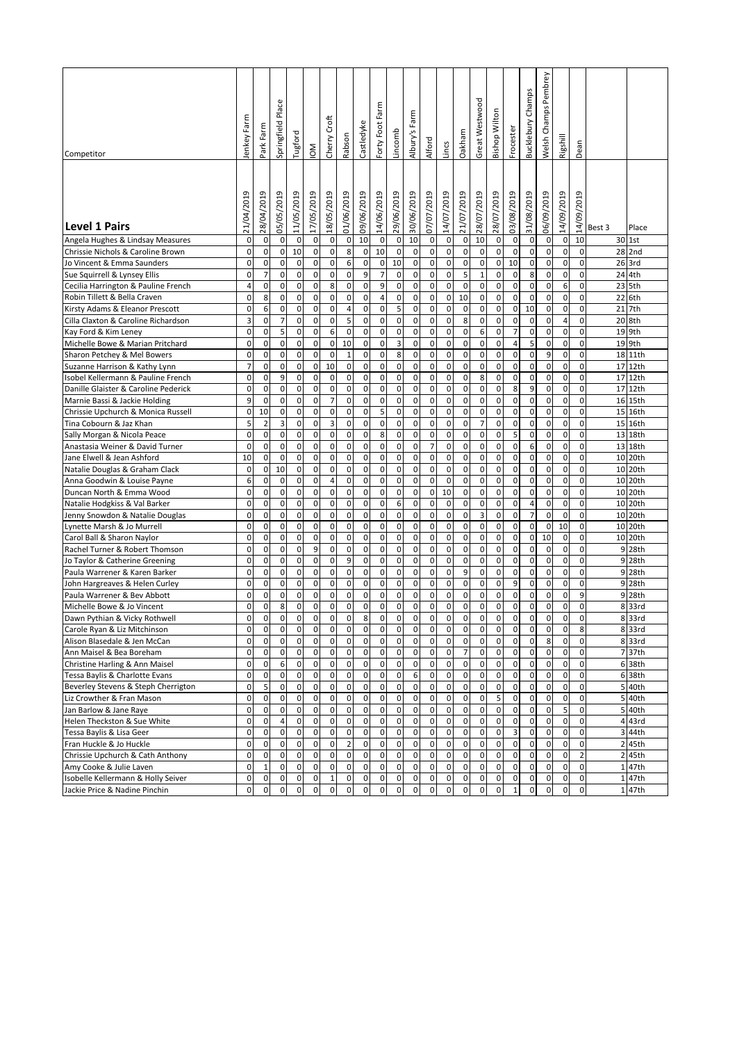| Competitor | Jenkey Farm | Park Farm | Springfield Place | Tugford | IOM | Cherry Croft | Rabson | Castledyke | Forty Foot Farm | Lincomb | Albury's Farm | Alford | Lincs | Oakham | Great Westwood | Bishop Wilton | Frocester | Bucklebury Champs | Welsh Champs Pembrey | Rigshill | Dean | | |
|---|---|---|---|---|---|---|---|---|---|---|---|---|---|---|---|---|---|---|---|---|---|---|---|
| **Level 1 Pairs** | 21/04/2019 | 28/04/2019 | 05/05/2019 | 11/05/2019 | 17/05/2019 | 18/05/2019 | 01/06/2019 | 09/06/2019 | 14/06/2019 | 29/06/2019 | 30/06/2019 | 07/07/2019 | 14/07/2019 | 21/07/2019 | 28/07/2019 | 28/07/2019 | 03/08/2019 | 31/08/2019 | 06/09/2019 | 14/09/2019 | 14/09/2019 | Best 3 | Place |
| Angela Hughes & Lindsay Measures | 0 | 0 | 0 | 0 | 0 | 0 | 0 | 10 | 0 | 0 | 10 | 0 | 0 | 0 | 10 | 0 | 0 | 0 | 0 | 0 | 10 | 30 | 1st |
| Chrissie Nichols & Caroline Brown | 0 | 0 | 0 | 10 | 0 | 0 | 8 | 0 | 10 | 0 | 0 | 0 | 0 | 0 | 0 | 0 | 0 | 0 | 0 | 0 | 0 | 28 | 2nd |
| Jo Vincent & Emma Saunders | 0 | 0 | 0 | 0 | 0 | 0 | 6 | 0 | 0 | 10 | 0 | 0 | 0 | 0 | 0 | 0 | 10 | 0 | 0 | 0 | 0 | 26 | 3rd |
| Sue Squirrell & Lynsey Ellis | 0 | 7 | 0 | 0 | 0 | 0 | 0 | 9 | 7 | 0 | 0 | 0 | 0 | 5 | 1 | 0 | 0 | 8 | 0 | 0 | 0 | 24 | 4th |
| Cecilia Harrington & Pauline French | 4 | 0 | 0 | 0 | 0 | 8 | 0 | 0 | 9 | 0 | 0 | 0 | 0 | 0 | 0 | 0 | 0 | 0 | 0 | 6 | 0 | 23 | 5th |
| Robin Tillett & Bella Craven | 0 | 8 | 0 | 0 | 0 | 0 | 0 | 0 | 4 | 0 | 0 | 0 | 0 | 10 | 0 | 0 | 0 | 0 | 0 | 0 | 0 | 22 | 6th |
| Kirsty Adams & Eleanor Prescott | 0 | 6 | 0 | 0 | 0 | 0 | 4 | 0 | 0 | 5 | 0 | 0 | 0 | 0 | 0 | 0 | 0 | 10 | 0 | 0 | 0 | 21 | 7th |
| Cilla Claxton & Caroline Richardson | 3 | 0 | 7 | 0 | 0 | 0 | 5 | 0 | 0 | 0 | 0 | 0 | 0 | 8 | 0 | 0 | 0 | 0 | 0 | 4 | 0 | 20 | 8th |
| Kay Ford & Kim Leney | 0 | 0 | 5 | 0 | 0 | 6 | 0 | 0 | 0 | 0 | 0 | 0 | 0 | 0 | 6 | 0 | 7 | 0 | 0 | 0 | 0 | 19 | 9th |
| Michelle Bowe & Marian Pritchard | 0 | 0 | 0 | 0 | 0 | 0 | 10 | 0 | 0 | 3 | 0 | 0 | 0 | 0 | 0 | 0 | 4 | 5 | 0 | 0 | 0 | 19 | 9th |
| Sharon Petchey & Mel Bowers | 0 | 0 | 0 | 0 | 0 | 0 | 1 | 0 | 0 | 8 | 0 | 0 | 0 | 0 | 0 | 0 | 0 | 0 | 9 | 0 | 0 | 18 | 11th |
| Suzanne Harrison & Kathy Lynn | 7 | 0 | 0 | 0 | 0 | 10 | 0 | 0 | 0 | 0 | 0 | 0 | 0 | 0 | 0 | 0 | 0 | 0 | 0 | 0 | 0 | 17 | 12th |
| Isobel Kellermann & Pauline French | 0 | 0 | 9 | 0 | 0 | 0 | 0 | 0 | 0 | 0 | 0 | 0 | 0 | 0 | 8 | 0 | 0 | 0 | 0 | 0 | 0 | 17 | 12th |
| Danille Glaister & Caroline Pederick | 0 | 0 | 0 | 0 | 0 | 0 | 0 | 0 | 0 | 0 | 0 | 0 | 0 | 0 | 0 | 0 | 8 | 9 | 0 | 0 | 0 | 17 | 12th |
| Marnie Bassi & Jackie Holding | 9 | 0 | 0 | 0 | 0 | 7 | 0 | 0 | 0 | 0 | 0 | 0 | 0 | 0 | 0 | 0 | 0 | 0 | 0 | 0 | 0 | 16 | 15th |
| Chrissie Upchurch & Monica Russell | 0 | 10 | 0 | 0 | 0 | 0 | 0 | 0 | 5 | 0 | 0 | 0 | 0 | 0 | 0 | 0 | 0 | 0 | 0 | 0 | 0 | 15 | 16th |
| Tina Cobourn & Jaz Khan | 5 | 2 | 3 | 0 | 0 | 3 | 0 | 0 | 0 | 0 | 0 | 0 | 0 | 0 | 7 | 0 | 0 | 0 | 0 | 0 | 0 | 15 | 16th |
| Sally Morgan & Nicola Peace | 0 | 0 | 0 | 0 | 0 | 0 | 0 | 0 | 8 | 0 | 0 | 0 | 0 | 0 | 0 | 0 | 5 | 0 | 0 | 0 | 0 | 13 | 18th |
| Anastasia Weiner & David Turner | 0 | 0 | 0 | 0 | 0 | 0 | 0 | 0 | 0 | 0 | 0 | 7 | 0 | 0 | 0 | 0 | 0 | 6 | 0 | 0 | 0 | 13 | 18th |
| Jane Elwell & Jean Ashford | 10 | 0 | 0 | 0 | 0 | 0 | 0 | 0 | 0 | 0 | 0 | 0 | 0 | 0 | 0 | 0 | 0 | 0 | 0 | 0 | 0 | 10 | 20th |
| Natalie Douglas & Graham Clack | 0 | 0 | 10 | 0 | 0 | 0 | 0 | 0 | 0 | 0 | 0 | 0 | 0 | 0 | 0 | 0 | 0 | 0 | 0 | 0 | 0 | 10 | 20th |
| Anna Goodwin & Louise Payne | 6 | 0 | 0 | 0 | 0 | 4 | 0 | 0 | 0 | 0 | 0 | 0 | 0 | 0 | 0 | 0 | 0 | 0 | 0 | 0 | 0 | 10 | 20th |
| Duncan North & Emma Wood | 0 | 0 | 0 | 0 | 0 | 0 | 0 | 0 | 0 | 0 | 0 | 0 | 10 | 0 | 0 | 0 | 0 | 0 | 0 | 0 | 0 | 10 | 20th |
| Natalie Hodgkiss & Val Barker | 0 | 0 | 0 | 0 | 0 | 0 | 0 | 0 | 0 | 6 | 0 | 0 | 0 | 0 | 0 | 0 | 0 | 4 | 0 | 0 | 0 | 10 | 20th |
| Jenny Snowdon & Natalie Douglas | 0 | 0 | 0 | 0 | 0 | 0 | 0 | 0 | 0 | 0 | 0 | 0 | 0 | 0 | 3 | 0 | 0 | 7 | 0 | 0 | 0 | 10 | 20th |
| Lynette Marsh & Jo Murrell | 0 | 0 | 0 | 0 | 0 | 0 | 0 | 0 | 0 | 0 | 0 | 0 | 0 | 0 | 0 | 0 | 0 | 0 | 0 | 10 | 0 | 10 | 20th |
| Carol Ball & Sharon Naylor | 0 | 0 | 0 | 0 | 0 | 0 | 0 | 0 | 0 | 0 | 0 | 0 | 0 | 0 | 0 | 0 | 0 | 0 | 10 | 0 | 0 | 10 | 20th |
| Rachel Turner & Robert Thomson | 0 | 0 | 0 | 0 | 9 | 0 | 0 | 0 | 0 | 0 | 0 | 0 | 0 | 0 | 0 | 0 | 0 | 0 | 0 | 0 | 0 | 9 | 28th |
| Jo Taylor & Catherine Greening | 0 | 0 | 0 | 0 | 0 | 0 | 9 | 0 | 0 | 0 | 0 | 0 | 0 | 0 | 0 | 0 | 0 | 0 | 0 | 0 | 0 | 9 | 28th |
| Paula Warrener & Karen Barker | 0 | 0 | 0 | 0 | 0 | 0 | 0 | 0 | 0 | 0 | 0 | 0 | 0 | 9 | 0 | 0 | 0 | 0 | 0 | 0 | 0 | 9 | 28th |
| John Hargreaves & Helen Curley | 0 | 0 | 0 | 0 | 0 | 0 | 0 | 0 | 0 | 0 | 0 | 0 | 0 | 0 | 0 | 0 | 9 | 0 | 0 | 0 | 0 | 9 | 28th |
| Paula Warrener & Bev Abbott | 0 | 0 | 0 | 0 | 0 | 0 | 0 | 0 | 0 | 0 | 0 | 0 | 0 | 0 | 0 | 0 | 0 | 0 | 0 | 0 | 9 | 9 | 28th |
| Michelle Bowe & Jo Vincent | 0 | 0 | 8 | 0 | 0 | 0 | 0 | 0 | 0 | 0 | 0 | 0 | 0 | 0 | 0 | 0 | 0 | 0 | 0 | 0 | 0 | 8 | 33rd |
| Dawn Pythian & Vicky Rothwell | 0 | 0 | 0 | 0 | 0 | 0 | 0 | 8 | 0 | 0 | 0 | 0 | 0 | 0 | 0 | 0 | 0 | 0 | 0 | 0 | 0 | 8 | 33rd |
| Carole Ryan & Liz Mitchinson | 0 | 0 | 0 | 0 | 0 | 0 | 0 | 0 | 0 | 0 | 0 | 0 | 0 | 0 | 0 | 0 | 0 | 0 | 0 | 0 | 8 | 8 | 33rd |
| Alison Blasedale & Jen McCan | 0 | 0 | 0 | 0 | 0 | 0 | 0 | 0 | 0 | 0 | 0 | 0 | 0 | 0 | 0 | 0 | 0 | 0 | 8 | 0 | 0 | 8 | 33rd |
| Ann Maisel & Bea Boreham | 0 | 0 | 0 | 0 | 0 | 0 | 0 | 0 | 0 | 0 | 0 | 0 | 0 | 7 | 0 | 0 | 0 | 0 | 0 | 0 | 0 | 7 | 37th |
| Christine Harling & Ann Maisel | 0 | 0 | 6 | 0 | 0 | 0 | 0 | 0 | 0 | 0 | 0 | 0 | 0 | 0 | 0 | 0 | 0 | 0 | 0 | 0 | 0 | 6 | 38th |
| Tessa Baylis & Charlotte Evans | 0 | 0 | 0 | 0 | 0 | 0 | 0 | 0 | 0 | 0 | 6 | 0 | 0 | 0 | 0 | 0 | 0 | 0 | 0 | 0 | 0 | 6 | 38th |
| Beverley Stevens & Steph Cherrigton | 0 | 5 | 0 | 0 | 0 | 0 | 0 | 0 | 0 | 0 | 0 | 0 | 0 | 0 | 0 | 0 | 0 | 0 | 0 | 0 | 0 | 5 | 40th |
| Liz Crowther & Fran Mason | 0 | 0 | 0 | 0 | 0 | 0 | 0 | 0 | 0 | 0 | 0 | 0 | 0 | 0 | 0 | 5 | 0 | 0 | 0 | 0 | 0 | 5 | 40th |
| Jan Barlow & Jane Raye | 0 | 0 | 0 | 0 | 0 | 0 | 0 | 0 | 0 | 0 | 0 | 0 | 0 | 0 | 0 | 0 | 0 | 0 | 0 | 5 | 0 | 5 | 40th |
| Helen Theckston & Sue White | 0 | 0 | 4 | 0 | 0 | 0 | 0 | 0 | 0 | 0 | 0 | 0 | 0 | 0 | 0 | 0 | 0 | 0 | 0 | 0 | 0 | 4 | 43rd |
| Tessa Baylis & Lisa Geer | 0 | 0 | 0 | 0 | 0 | 0 | 0 | 0 | 0 | 0 | 0 | 0 | 0 | 0 | 0 | 0 | 3 | 0 | 0 | 0 | 0 | 3 | 44th |
| Fran Huckle & Jo Huckle | 0 | 0 | 0 | 0 | 0 | 0 | 2 | 0 | 0 | 0 | 0 | 0 | 0 | 0 | 0 | 0 | 0 | 0 | 0 | 0 | 0 | 2 | 45th |
| Chrissie Upchurch & Cath Anthony | 0 | 0 | 0 | 0 | 0 | 0 | 0 | 0 | 0 | 0 | 0 | 0 | 0 | 0 | 0 | 0 | 0 | 0 | 0 | 0 | 2 | 2 | 45th |
| Amy Cooke & Julie Laven | 0 | 1 | 0 | 0 | 0 | 0 | 0 | 0 | 0 | 0 | 0 | 0 | 0 | 0 | 0 | 0 | 0 | 0 | 0 | 0 | 0 | 1 | 47th |
| Isobelle Kellermann & Holly Seiver | 0 | 0 | 0 | 0 | 0 | 1 | 0 | 0 | 0 | 0 | 0 | 0 | 0 | 0 | 0 | 0 | 0 | 0 | 0 | 0 | 0 | 1 | 47th |
| Jackie Price & Nadine Pinchin | 0 | 0 | 0 | 0 | 0 | 0 | 0 | 0 | 0 | 0 | 0 | 0 | 0 | 0 | 0 | 0 | 1 | 0 | 0 | 0 | 0 | 1 | 47th |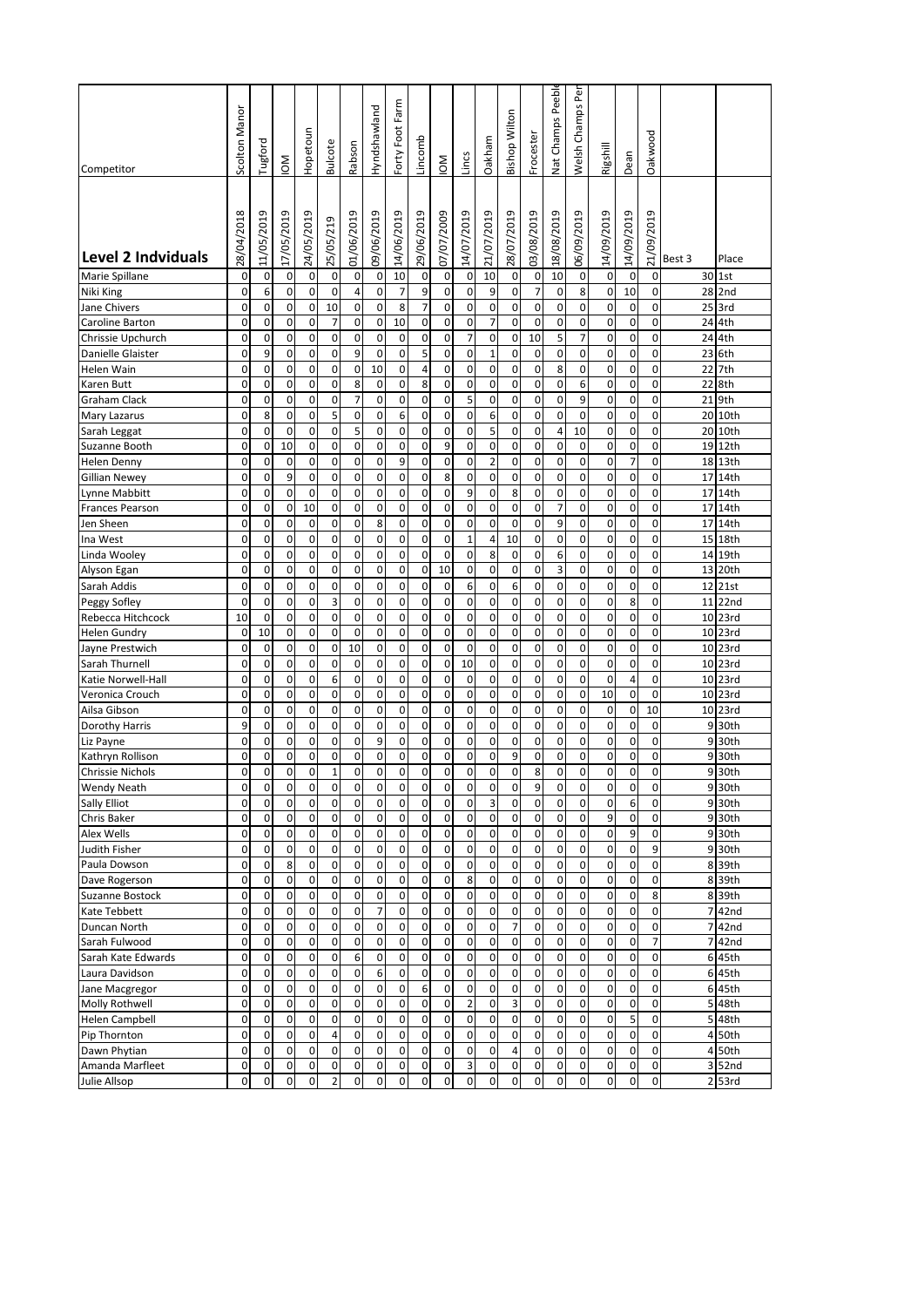| Competitor | Scolton Manor | Tugford | IOM | Hopetoun | Bulcote | Rabson | Hyndshawland | Forty Foot Farm | Lincomb | IOM | Lincs | Oakham | Bishop Wilton | Frocester | Nat Champs Peeble | Welsh Champs Per | Rigshill | Dean | Oakwood | | |
|---|---|---|---|---|---|---|---|---|---|---|---|---|---|---|---|---|---|---|---|---|---|
| **Level 2 Indviduals** | 28/04/2018 | 11/05/2019 | 17/05/2019 | 24/05/2019 | 25/05/219 | 01/06/2019 | 09/06/2019 | 14/06/2019 | 29/06/2019 | 07/07/2009 | 14/07/2019 | 21/07/2019 | 28/07/2019 | 03/08/2019 | 18/08/2019 | 06/09/2019 | 14/09/2019 | 14/09/2019 | 21/09/2019 | Best 3 | Place |
| Marie Spillane | 0 | 0 | 0 | 0 | 0 | 0 | 0 | 10 | 0 | 0 | 0 | 10 | 0 | 0 | 10 | 0 | 0 | 0 | 0 | 30 | 1st |
| Niki King | 0 | 6 | 0 | 0 | 0 | 4 | 0 | 7 | 9 | 0 | 0 | 9 | 0 | 7 | 0 | 8 | 0 | 10 | 0 | 28 | 2nd |
| Jane Chivers | 0 | 0 | 0 | 0 | 10 | 0 | 0 | 8 | 7 | 0 | 0 | 0 | 0 | 0 | 0 | 0 | 0 | 0 | 0 | 25 | 3rd |
| Caroline Barton | 0 | 0 | 0 | 0 | 7 | 0 | 0 | 10 | 0 | 0 | 0 | 7 | 0 | 0 | 0 | 0 | 0 | 0 | 0 | 24 | 4th |
| Chrissie Upchurch | 0 | 0 | 0 | 0 | 0 | 0 | 0 | 0 | 0 | 0 | 7 | 0 | 0 | 10 | 5 | 7 | 0 | 0 | 0 | 24 | 4th |
| Danielle Glaister | 0 | 9 | 0 | 0 | 0 | 9 | 0 | 0 | 5 | 0 | 0 | 1 | 0 | 0 | 0 | 0 | 0 | 0 | 0 | 23 | 6th |
| Helen Wain | 0 | 0 | 0 | 0 | 0 | 0 | 10 | 0 | 4 | 0 | 0 | 0 | 0 | 0 | 8 | 0 | 0 | 0 | 0 | 22 | 7th |
| Karen Butt | 0 | 0 | 0 | 0 | 0 | 8 | 0 | 0 | 8 | 0 | 0 | 0 | 0 | 0 | 0 | 6 | 0 | 0 | 0 | 22 | 8th |
| Graham Clack | 0 | 0 | 0 | 0 | 0 | 7 | 0 | 0 | 0 | 0 | 5 | 0 | 0 | 0 | 0 | 9 | 0 | 0 | 0 | 21 | 9th |
| Mary Lazarus | 0 | 8 | 0 | 0 | 5 | 0 | 0 | 6 | 0 | 0 | 0 | 6 | 0 | 0 | 0 | 0 | 0 | 0 | 0 | 20 | 10th |
| Sarah Leggat | 0 | 0 | 0 | 0 | 0 | 5 | 0 | 0 | 0 | 0 | 0 | 5 | 0 | 0 | 4 | 10 | 0 | 0 | 0 | 20 | 10th |
| Suzanne Booth | 0 | 0 | 10 | 0 | 0 | 0 | 0 | 0 | 0 | 9 | 0 | 0 | 0 | 0 | 0 | 0 | 0 | 0 | 0 | 19 | 12th |
| Helen Denny | 0 | 0 | 0 | 0 | 0 | 0 | 0 | 9 | 0 | 0 | 0 | 2 | 0 | 0 | 0 | 0 | 0 | 7 | 0 | 18 | 13th |
| Gillian Newey | 0 | 0 | 9 | 0 | 0 | 0 | 0 | 0 | 0 | 8 | 0 | 0 | 0 | 0 | 0 | 0 | 0 | 0 | 0 | 17 | 14th |
| Lynne Mabbitt | 0 | 0 | 0 | 0 | 0 | 0 | 0 | 0 | 0 | 0 | 9 | 0 | 8 | 0 | 0 | 0 | 0 | 0 | 0 | 17 | 14th |
| Frances Pearson | 0 | 0 | 0 | 10 | 0 | 0 | 0 | 0 | 0 | 0 | 0 | 0 | 0 | 0 | 7 | 0 | 0 | 0 | 0 | 17 | 14th |
| Jen Sheen | 0 | 0 | 0 | 0 | 0 | 0 | 8 | 0 | 0 | 0 | 0 | 0 | 0 | 0 | 9 | 0 | 0 | 0 | 0 | 17 | 14th |
| Ina West | 0 | 0 | 0 | 0 | 0 | 0 | 0 | 0 | 0 | 0 | 1 | 4 | 10 | 0 | 0 | 0 | 0 | 0 | 0 | 15 | 18th |
| Linda Wooley | 0 | 0 | 0 | 0 | 0 | 0 | 0 | 0 | 0 | 0 | 0 | 8 | 0 | 0 | 6 | 0 | 0 | 0 | 0 | 14 | 19th |
| Alyson Egan | 0 | 0 | 0 | 0 | 0 | 0 | 0 | 0 | 0 | 10 | 0 | 0 | 0 | 0 | 3 | 0 | 0 | 0 | 0 | 13 | 20th |
| Sarah Addis | 0 | 0 | 0 | 0 | 0 | 0 | 0 | 0 | 0 | 0 | 6 | 0 | 6 | 0 | 0 | 0 | 0 | 0 | 0 | 12 | 21st |
| Peggy Sofley | 0 | 0 | 0 | 0 | 3 | 0 | 0 | 0 | 0 | 0 | 0 | 0 | 0 | 0 | 0 | 0 | 0 | 8 | 0 | 11 | 22nd |
| Rebecca Hitchcock | 10 | 0 | 0 | 0 | 0 | 0 | 0 | 0 | 0 | 0 | 0 | 0 | 0 | 0 | 0 | 0 | 0 | 0 | 0 | 10 | 23rd |
| Helen Gundry | 0 | 10 | 0 | 0 | 0 | 0 | 0 | 0 | 0 | 0 | 0 | 0 | 0 | 0 | 0 | 0 | 0 | 0 | 0 | 10 | 23rd |
| Jayne Prestwich | 0 | 0 | 0 | 0 | 0 | 10 | 0 | 0 | 0 | 0 | 0 | 0 | 0 | 0 | 0 | 0 | 0 | 0 | 0 | 10 | 23rd |
| Sarah Thurnell | 0 | 0 | 0 | 0 | 0 | 0 | 0 | 0 | 0 | 0 | 10 | 0 | 0 | 0 | 0 | 0 | 0 | 0 | 0 | 10 | 23rd |
| Katie Norwell-Hall | 0 | 0 | 0 | 0 | 6 | 0 | 0 | 0 | 0 | 0 | 0 | 0 | 0 | 0 | 0 | 0 | 0 | 4 | 0 | 10 | 23rd |
| Veronica Crouch | 0 | 0 | 0 | 0 | 0 | 0 | 0 | 0 | 0 | 0 | 0 | 0 | 0 | 0 | 0 | 0 | 10 | 0 | 0 | 10 | 23rd |
| Ailsa Gibson | 0 | 0 | 0 | 0 | 0 | 0 | 0 | 0 | 0 | 0 | 0 | 0 | 0 | 0 | 0 | 0 | 0 | 0 | 10 | 10 | 23rd |
| Dorothy Harris | 9 | 0 | 0 | 0 | 0 | 0 | 0 | 0 | 0 | 0 | 0 | 0 | 0 | 0 | 0 | 0 | 0 | 0 | 0 | 9 | 30th |
| Liz Payne | 0 | 0 | 0 | 0 | 0 | 0 | 9 | 0 | 0 | 0 | 0 | 0 | 0 | 0 | 0 | 0 | 0 | 0 | 0 | 9 | 30th |
| Kathryn Rollison | 0 | 0 | 0 | 0 | 0 | 0 | 0 | 0 | 0 | 0 | 0 | 0 | 9 | 0 | 0 | 0 | 0 | 0 | 0 | 9 | 30th |
| Chrissie Nichols | 0 | 0 | 0 | 0 | 1 | 0 | 0 | 0 | 0 | 0 | 0 | 0 | 0 | 8 | 0 | 0 | 0 | 0 | 0 | 9 | 30th |
| Wendy Neath | 0 | 0 | 0 | 0 | 0 | 0 | 0 | 0 | 0 | 0 | 0 | 0 | 0 | 9 | 0 | 0 | 0 | 0 | 0 | 9 | 30th |
| Sally Elliot | 0 | 0 | 0 | 0 | 0 | 0 | 0 | 0 | 0 | 0 | 0 | 3 | 0 | 0 | 0 | 0 | 0 | 6 | 0 | 9 | 30th |
| Chris Baker | 0 | 0 | 0 | 0 | 0 | 0 | 0 | 0 | 0 | 0 | 0 | 0 | 0 | 0 | 0 | 0 | 9 | 0 | 0 | 9 | 30th |
| Alex Wells | 0 | 0 | 0 | 0 | 0 | 0 | 0 | 0 | 0 | 0 | 0 | 0 | 0 | 0 | 0 | 0 | 0 | 9 | 0 | 9 | 30th |
| Judith Fisher | 0 | 0 | 0 | 0 | 0 | 0 | 0 | 0 | 0 | 0 | 0 | 0 | 0 | 0 | 0 | 0 | 0 | 0 | 9 | 9 | 30th |
| Paula Dowson | 0 | 0 | 8 | 0 | 0 | 0 | 0 | 0 | 0 | 0 | 0 | 0 | 0 | 0 | 0 | 0 | 0 | 0 | 0 | 8 | 39th |
| Dave Rogerson | 0 | 0 | 0 | 0 | 0 | 0 | 0 | 0 | 0 | 0 | 8 | 0 | 0 | 0 | 0 | 0 | 0 | 0 | 0 | 8 | 39th |
| Suzanne Bostock | 0 | 0 | 0 | 0 | 0 | 0 | 0 | 0 | 0 | 0 | 0 | 0 | 0 | 0 | 0 | 0 | 0 | 0 | 8 | 8 | 39th |
| Kate Tebbett | 0 | 0 | 0 | 0 | 0 | 0 | 7 | 0 | 0 | 0 | 0 | 0 | 0 | 0 | 0 | 0 | 0 | 0 | 0 | 7 | 42nd |
| Duncan North | 0 | 0 | 0 | 0 | 0 | 0 | 0 | 0 | 0 | 0 | 0 | 0 | 7 | 0 | 0 | 0 | 0 | 0 | 0 | 7 | 42nd |
| Sarah Fulwood | 0 | 0 | 0 | 0 | 0 | 0 | 0 | 0 | 0 | 0 | 0 | 0 | 0 | 0 | 0 | 0 | 0 | 0 | 7 | 7 | 42nd |
| Sarah Kate Edwards | 0 | 0 | 0 | 0 | 0 | 6 | 0 | 0 | 0 | 0 | 0 | 0 | 0 | 0 | 0 | 0 | 0 | 0 | 0 | 6 | 45th |
| Laura Davidson | 0 | 0 | 0 | 0 | 0 | 0 | 6 | 0 | 0 | 0 | 0 | 0 | 0 | 0 | 0 | 0 | 0 | 0 | 0 | 6 | 45th |
| Jane Macgregor | 0 | 0 | 0 | 0 | 0 | 0 | 0 | 0 | 6 | 0 | 0 | 0 | 0 | 0 | 0 | 0 | 0 | 0 | 0 | 6 | 45th |
| Molly Rothwell | 0 | 0 | 0 | 0 | 0 | 0 | 0 | 0 | 0 | 0 | 2 | 0 | 3 | 0 | 0 | 0 | 0 | 0 | 0 | 5 | 48th |
| Helen Campbell | 0 | 0 | 0 | 0 | 0 | 0 | 0 | 0 | 0 | 0 | 0 | 0 | 0 | 0 | 0 | 0 | 0 | 5 | 0 | 5 | 48th |
| Pip Thornton | 0 | 0 | 0 | 0 | 4 | 0 | 0 | 0 | 0 | 0 | 0 | 0 | 0 | 0 | 0 | 0 | 0 | 0 | 0 | 4 | 50th |
| Dawn Phytian | 0 | 0 | 0 | 0 | 0 | 0 | 0 | 0 | 0 | 0 | 0 | 0 | 4 | 0 | 0 | 0 | 0 | 0 | 0 | 4 | 50th |
| Amanda Marfleet | 0 | 0 | 0 | 0 | 0 | 0 | 0 | 0 | 0 | 0 | 3 | 0 | 0 | 0 | 0 | 0 | 0 | 0 | 0 | 3 | 52nd |
| Julie Allsop | 0 | 0 | 0 | 0 | 2 | 0 | 0 | 0 | 0 | 0 | 0 | 0 | 0 | 0 | 0 | 0 | 0 | 0 | 0 | 2 | 53rd |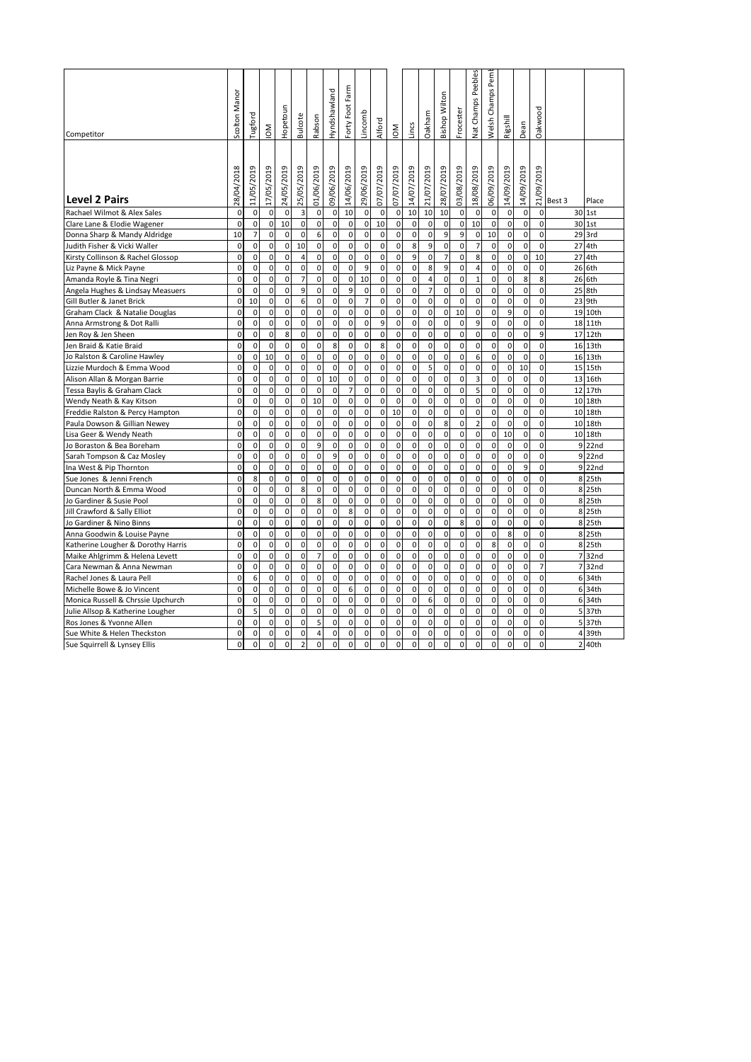| Competitor | Scolton Manor | Tugford | IOM | Hopetoun | Bulcote | Rabson | Hyndshawland | Forty Foot Farm | Lincomb | Alford | IOM | Lincs | Oakham | Bishop Wilton | Frocester | Nat Champs Peebles | Welsh Champs Pemb | Rigshill | Dean | Oakwood | | |
|---|---|---|---|---|---|---|---|---|---|---|---|---|---|---|---|---|---|---|---|---|---|---|
| **Level 2 Pairs** | 28/04/2018 | 11/05/2019 | 17/05/2019 | 24/05/2019 | 25/05/2019 | 01/06/2019 | 09/06/2019 | 14/06/2019 | 29/06/2019 | 07/07/2019 | 07/07/2019 | 14/07/2019 | 21/07/2019 | 28/07/2019 | 03/08/2019 | 18/08/2019 | 06/09/2019 | 14/09/2019 | 14/09/2019 | 21/09/2019 | Best 3 | Place |
| Rachael Wilmot & Alex Sales | 0 | 0 | 0 | 0 | 3 | 0 | 0 | 10 | 0 | 0 | 0 | 10 | 10 | 10 | 0 | 0 | 0 | 0 | 0 | 0 | 30 | 1st |
| Clare Lane & Elodie Wagener | 0 | 0 | 0 | 10 | 0 | 0 | 0 | 0 | 0 | 10 | 0 | 0 | 0 | 0 | 0 | 10 | 0 | 0 | 0 | 0 | 30 | 1st |
| Donna Sharp & Mandy Aldridge | 10 | 7 | 0 | 0 | 0 | 6 | 0 | 0 | 0 | 0 | 0 | 0 | 0 | 9 | 9 | 0 | 10 | 0 | 0 | 0 | 29 | 3rd |
| Judith Fisher & Vicki Waller | 0 | 0 | 0 | 0 | 10 | 0 | 0 | 0 | 0 | 0 | 0 | 8 | 9 | 0 | 0 | 7 | 0 | 0 | 0 | 0 | 27 | 4th |
| Kirsty Collinson & Rachel Glossop | 0 | 0 | 0 | 0 | 4 | 0 | 0 | 0 | 0 | 0 | 0 | 9 | 0 | 7 | 0 | 8 | 0 | 0 | 0 | 10 | 27 | 4th |
| Liz Payne & Mick Payne | 0 | 0 | 0 | 0 | 0 | 0 | 0 | 0 | 9 | 0 | 0 | 0 | 8 | 9 | 0 | 4 | 0 | 0 | 0 | 0 | 26 | 6th |
| Amanda Royle & Tina Negri | 0 | 0 | 0 | 0 | 7 | 0 | 0 | 0 | 10 | 0 | 0 | 0 | 4 | 0 | 0 | 1 | 0 | 0 | 8 | 8 | 26 | 6th |
| Angela Hughes & Lindsay Measuers | 0 | 0 | 0 | 0 | 9 | 0 | 0 | 9 | 0 | 0 | 0 | 0 | 7 | 0 | 0 | 0 | 0 | 0 | 0 | 0 | 25 | 8th |
| Gill Butler & Janet Brick | 0 | 10 | 0 | 0 | 6 | 0 | 0 | 0 | 7 | 0 | 0 | 0 | 0 | 0 | 0 | 0 | 0 | 0 | 0 | 0 | 23 | 9th |
| Graham Clack & Natalie Douglas | 0 | 0 | 0 | 0 | 0 | 0 | 0 | 0 | 0 | 0 | 0 | 0 | 0 | 0 | 10 | 0 | 0 | 9 | 0 | 0 | 19 | 10th |
| Anna Armstrong & Dot Ralli | 0 | 0 | 0 | 0 | 0 | 0 | 0 | 0 | 0 | 9 | 0 | 0 | 0 | 0 | 0 | 9 | 0 | 0 | 0 | 0 | 18 | 11th |
| Jen Roy & Jen Sheen | 0 | 0 | 0 | 8 | 0 | 0 | 0 | 0 | 0 | 0 | 0 | 0 | 0 | 0 | 0 | 0 | 0 | 0 | 0 | 9 | 17 | 12th |
| Jen Braid & Katie Braid | 0 | 0 | 0 | 0 | 0 | 0 | 8 | 0 | 0 | 8 | 0 | 0 | 0 | 0 | 0 | 0 | 0 | 0 | 0 | 0 | 16 | 13th |
| Jo Ralston & Caroline Hawley | 0 | 0 | 10 | 0 | 0 | 0 | 0 | 0 | 0 | 0 | 0 | 0 | 0 | 0 | 0 | 6 | 0 | 0 | 0 | 0 | 16 | 13th |
| Lizzie Murdoch & Emma Wood | 0 | 0 | 0 | 0 | 0 | 0 | 0 | 0 | 0 | 0 | 0 | 0 | 5 | 0 | 0 | 0 | 0 | 0 | 10 | 0 | 15 | 15th |
| Alison Allan & Morgan Barrie | 0 | 0 | 0 | 0 | 0 | 0 | 10 | 0 | 0 | 0 | 0 | 0 | 0 | 0 | 0 | 3 | 0 | 0 | 0 | 0 | 13 | 16th |
| Tessa Baylis & Graham Clack | 0 | 0 | 0 | 0 | 0 | 0 | 0 | 7 | 0 | 0 | 0 | 0 | 0 | 0 | 0 | 5 | 0 | 0 | 0 | 0 | 12 | 17th |
| Wendy Neath & Kay Kitson | 0 | 0 | 0 | 0 | 0 | 10 | 0 | 0 | 0 | 0 | 0 | 0 | 0 | 0 | 0 | 0 | 0 | 0 | 0 | 0 | 10 | 18th |
| Freddie Ralston & Percy Hampton | 0 | 0 | 0 | 0 | 0 | 0 | 0 | 0 | 0 | 0 | 10 | 0 | 0 | 0 | 0 | 0 | 0 | 0 | 0 | 0 | 10 | 18th |
| Paula Dowson & Gillian Newey | 0 | 0 | 0 | 0 | 0 | 0 | 0 | 0 | 0 | 0 | 0 | 0 | 0 | 8 | 0 | 2 | 0 | 0 | 0 | 0 | 10 | 18th |
| Lisa Geer & Wendy Neath | 0 | 0 | 0 | 0 | 0 | 0 | 0 | 0 | 0 | 0 | 0 | 0 | 0 | 0 | 0 | 0 | 0 | 10 | 0 | 0 | 10 | 18th |
| Jo Boraston & Bea Boreham | 0 | 0 | 0 | 0 | 0 | 9 | 0 | 0 | 0 | 0 | 0 | 0 | 0 | 0 | 0 | 0 | 0 | 0 | 0 | 0 | 9 | 22nd |
| Sarah Tompson & Caz Mosley | 0 | 0 | 0 | 0 | 0 | 0 | 9 | 0 | 0 | 0 | 0 | 0 | 0 | 0 | 0 | 0 | 0 | 0 | 0 | 0 | 9 | 22nd |
| Ina West & Pip Thornton | 0 | 0 | 0 | 0 | 0 | 0 | 0 | 0 | 0 | 0 | 0 | 0 | 0 | 0 | 0 | 0 | 0 | 0 | 9 | 0 | 9 | 22nd |
| Sue Jones & Jenni French | 0 | 8 | 0 | 0 | 0 | 0 | 0 | 0 | 0 | 0 | 0 | 0 | 0 | 0 | 0 | 0 | 0 | 0 | 0 | 0 | 8 | 25th |
| Duncan North & Emma Wood | 0 | 0 | 0 | 0 | 8 | 0 | 0 | 0 | 0 | 0 | 0 | 0 | 0 | 0 | 0 | 0 | 0 | 0 | 0 | 0 | 8 | 25th |
| Jo Gardiner & Susie Pool | 0 | 0 | 0 | 0 | 0 | 8 | 0 | 0 | 0 | 0 | 0 | 0 | 0 | 0 | 0 | 0 | 0 | 0 | 0 | 0 | 8 | 25th |
| Jill Crawford & Sally Elliot | 0 | 0 | 0 | 0 | 0 | 0 | 0 | 8 | 0 | 0 | 0 | 0 | 0 | 0 | 0 | 0 | 0 | 0 | 0 | 0 | 8 | 25th |
| Jo Gardiner & Nino Binns | 0 | 0 | 0 | 0 | 0 | 0 | 0 | 0 | 0 | 0 | 0 | 0 | 0 | 0 | 8 | 0 | 0 | 0 | 0 | 0 | 8 | 25th |
| Anna Goodwin & Louise Payne | 0 | 0 | 0 | 0 | 0 | 0 | 0 | 0 | 0 | 0 | 0 | 0 | 0 | 0 | 0 | 0 | 0 | 8 | 0 | 0 | 8 | 25th |
| Katherine Lougher & Dorothy Harris | 0 | 0 | 0 | 0 | 0 | 0 | 0 | 0 | 0 | 0 | 0 | 0 | 0 | 0 | 0 | 0 | 8 | 0 | 0 | 0 | 8 | 25th |
| Maike Ahlgrimm & Helena Levett | 0 | 0 | 0 | 0 | 0 | 7 | 0 | 0 | 0 | 0 | 0 | 0 | 0 | 0 | 0 | 0 | 0 | 0 | 0 | 0 | 7 | 32nd |
| Cara Newman & Anna Newman | 0 | 0 | 0 | 0 | 0 | 0 | 0 | 0 | 0 | 0 | 0 | 0 | 0 | 0 | 0 | 0 | 0 | 0 | 0 | 7 | 7 | 32nd |
| Rachel Jones & Laura Pell | 0 | 6 | 0 | 0 | 0 | 0 | 0 | 0 | 0 | 0 | 0 | 0 | 0 | 0 | 0 | 0 | 0 | 0 | 0 | 0 | 6 | 34th |
| Michelle Bowe & Jo Vincent | 0 | 0 | 0 | 0 | 0 | 0 | 0 | 6 | 0 | 0 | 0 | 0 | 0 | 0 | 0 | 0 | 0 | 0 | 0 | 0 | 6 | 34th |
| Monica Russell & Chrssie Upchurch | 0 | 0 | 0 | 0 | 0 | 0 | 0 | 0 | 0 | 0 | 0 | 0 | 6 | 0 | 0 | 0 | 0 | 0 | 0 | 0 | 6 | 34th |
| Julie Allsop & Katherine Lougher | 0 | 5 | 0 | 0 | 0 | 0 | 0 | 0 | 0 | 0 | 0 | 0 | 0 | 0 | 0 | 0 | 0 | 0 | 0 | 0 | 5 | 37th |
| Ros Jones & Yvonne Allen | 0 | 0 | 0 | 0 | 0 | 5 | 0 | 0 | 0 | 0 | 0 | 0 | 0 | 0 | 0 | 0 | 0 | 0 | 0 | 0 | 5 | 37th |
| Sue White & Helen Theckston | 0 | 0 | 0 | 0 | 0 | 4 | 0 | 0 | 0 | 0 | 0 | 0 | 0 | 0 | 0 | 0 | 0 | 0 | 0 | 0 | 4 | 39th |
| Sue Squirrell & Lynsey Ellis | 0 | 0 | 0 | 0 | 2 | 0 | 0 | 0 | 0 | 0 | 0 | 0 | 0 | 0 | 0 | 0 | 0 | 0 | 0 | 0 | 2 | 40th |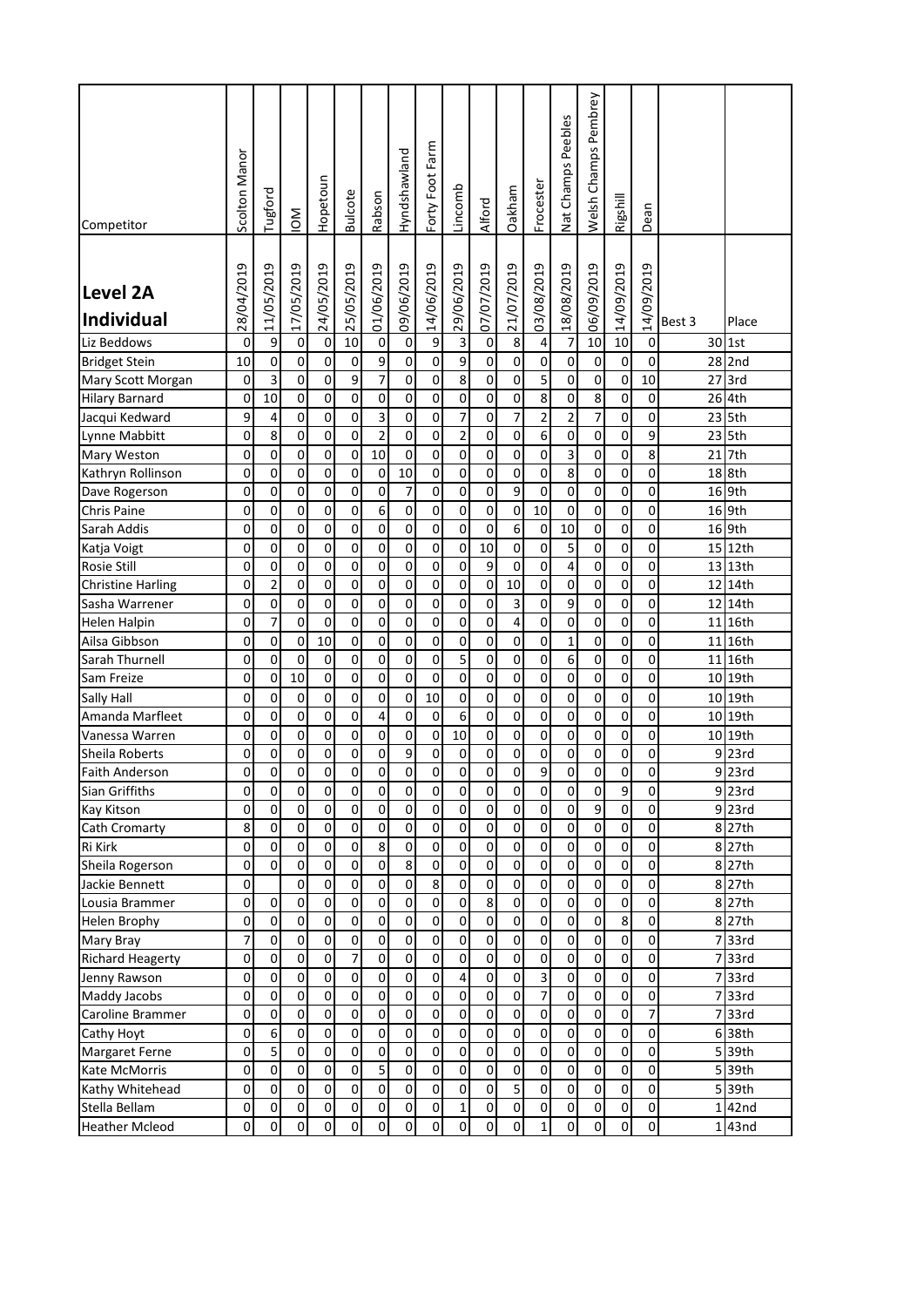| Competitor | Scolton Manor | Tugford | IOM | Hopetoun | Bulcote | Rabson | Hyndshawland | Forty Foot Farm | Lincomb | Alford | Oakham | Frocester | Nat Champs Peebles | Welsh Champs Pembrey | Rigshill | Dean | | |
|---|---|---|---|---|---|---|---|---|---|---|---|---|---|---|---|---|---|---|
| **Level 2A Individual** | 28/04/2019 | 11/05/2019 | 17/05/2019 | 24/05/2019 | 25/05/2019 | 01/06/2019 | 09/06/2019 | 14/06/2019 | 29/06/2019 | 07/07/2019 | 21/07/2019 | 03/08/2019 | 18/08/2019 | 06/09/2019 | 14/09/2019 | 14/09/2019 | Best 3 | Place |
| Liz Beddows | 0 | 9 | 0 | 0 | 10 | 0 | 0 | 9 | 3 | 0 | 8 | 4 | 7 | 10 | 10 | 0 | 30 | 1st |
| Bridget Stein | 10 | 0 | 0 | 0 | 0 | 9 | 0 | 0 | 9 | 0 | 0 | 0 | 0 | 0 | 0 | 0 | 28 | 2nd |
| Mary Scott Morgan | 0 | 3 | 0 | 0 | 9 | 7 | 0 | 0 | 8 | 0 | 0 | 5 | 0 | 0 | 0 | 10 | 27 | 3rd |
| Hilary Barnard | 0 | 10 | 0 | 0 | 0 | 0 | 0 | 0 | 0 | 0 | 0 | 8 | 0 | 8 | 0 | 0 | 26 | 4th |
| Jacqui Kedward | 9 | 4 | 0 | 0 | 0 | 3 | 0 | 0 | 7 | 0 | 7 | 2 | 2 | 7 | 0 | 0 | 23 | 5th |
| Lynne Mabbitt | 0 | 8 | 0 | 0 | 0 | 2 | 0 | 0 | 2 | 0 | 0 | 6 | 0 | 0 | 0 | 9 | 23 | 5th |
| Mary Weston | 0 | 0 | 0 | 0 | 0 | 10 | 0 | 0 | 0 | 0 | 0 | 0 | 3 | 0 | 0 | 8 | 21 | 7th |
| Kathryn Rollinson | 0 | 0 | 0 | 0 | 0 | 0 | 10 | 0 | 0 | 0 | 0 | 0 | 8 | 0 | 0 | 0 | 18 | 8th |
| Dave Rogerson | 0 | 0 | 0 | 0 | 0 | 0 | 7 | 0 | 0 | 0 | 9 | 0 | 0 | 0 | 0 | 0 | 16 | 9th |
| Chris Paine | 0 | 0 | 0 | 0 | 0 | 6 | 0 | 0 | 0 | 0 | 0 | 10 | 0 | 0 | 0 | 0 | 16 | 9th |
| Sarah Addis | 0 | 0 | 0 | 0 | 0 | 0 | 0 | 0 | 0 | 0 | 6 | 0 | 10 | 0 | 0 | 0 | 16 | 9th |
| Katja Voigt | 0 | 0 | 0 | 0 | 0 | 0 | 0 | 0 | 0 | 10 | 0 | 0 | 5 | 0 | 0 | 0 | 15 | 12th |
| Rosie Still | 0 | 0 | 0 | 0 | 0 | 0 | 0 | 0 | 0 | 9 | 0 | 0 | 4 | 0 | 0 | 0 | 13 | 13th |
| Christine Harling | 0 | 2 | 0 | 0 | 0 | 0 | 0 | 0 | 0 | 0 | 10 | 0 | 0 | 0 | 0 | 0 | 12 | 14th |
| Sasha Warrener | 0 | 0 | 0 | 0 | 0 | 0 | 0 | 0 | 0 | 0 | 3 | 0 | 9 | 0 | 0 | 0 | 12 | 14th |
| Helen Halpin | 0 | 7 | 0 | 0 | 0 | 0 | 0 | 0 | 0 | 0 | 4 | 0 | 0 | 0 | 0 | 0 | 11 | 16th |
| Ailsa Gibbson | 0 | 0 | 0 | 10 | 0 | 0 | 0 | 0 | 0 | 0 | 0 | 0 | 1 | 0 | 0 | 0 | 11 | 16th |
| Sarah Thurnell | 0 | 0 | 0 | 0 | 0 | 0 | 0 | 0 | 5 | 0 | 0 | 0 | 6 | 0 | 0 | 0 | 11 | 16th |
| Sam Freize | 0 | 0 | 10 | 0 | 0 | 0 | 0 | 0 | 0 | 0 | 0 | 0 | 0 | 0 | 0 | 0 | 10 | 19th |
| Sally Hall | 0 | 0 | 0 | 0 | 0 | 0 | 0 | 10 | 0 | 0 | 0 | 0 | 0 | 0 | 0 | 0 | 10 | 19th |
| Amanda Marfleet | 0 | 0 | 0 | 0 | 0 | 4 | 0 | 0 | 6 | 0 | 0 | 0 | 0 | 0 | 0 | 0 | 10 | 19th |
| Vanessa Warren | 0 | 0 | 0 | 0 | 0 | 0 | 0 | 0 | 10 | 0 | 0 | 0 | 0 | 0 | 0 | 0 | 10 | 19th |
| Sheila Roberts | 0 | 0 | 0 | 0 | 0 | 0 | 9 | 0 | 0 | 0 | 0 | 0 | 0 | 0 | 0 | 0 | 9 | 23rd |
| Faith Anderson | 0 | 0 | 0 | 0 | 0 | 0 | 0 | 0 | 0 | 0 | 0 | 9 | 0 | 0 | 0 | 0 | 9 | 23rd |
| Sian Griffiths | 0 | 0 | 0 | 0 | 0 | 0 | 0 | 0 | 0 | 0 | 0 | 0 | 0 | 0 | 9 | 0 | 9 | 23rd |
| Kay Kitson | 0 | 0 | 0 | 0 | 0 | 0 | 0 | 0 | 0 | 0 | 0 | 0 | 0 | 9 | 0 | 0 | 9 | 23rd |
| Cath Cromarty | 8 | 0 | 0 | 0 | 0 | 0 | 0 | 0 | 0 | 0 | 0 | 0 | 0 | 0 | 0 | 0 | 8 | 27th |
| Ri Kirk | 0 | 0 | 0 | 0 | 0 | 8 | 0 | 0 | 0 | 0 | 0 | 0 | 0 | 0 | 0 | 0 | 8 | 27th |
| Sheila Rogerson | 0 | 0 | 0 | 0 | 0 | 0 | 8 | 0 | 0 | 0 | 0 | 0 | 0 | 0 | 0 | 0 | 8 | 27th |
| Jackie Bennett | 0 | | 0 | 0 | 0 | 0 | 0 | 8 | 0 | 0 | 0 | 0 | 0 | 0 | 0 | 0 | 8 | 27th |
| Lousia Brammer | 0 | 0 | 0 | 0 | 0 | 0 | 0 | 0 | 0 | 8 | 0 | 0 | 0 | 0 | 0 | 0 | 8 | 27th |
| Helen Brophy | 0 | 0 | 0 | 0 | 0 | 0 | 0 | 0 | 0 | 0 | 0 | 0 | 0 | 0 | 8 | 0 | 8 | 27th |
| Mary Bray | 7 | 0 | 0 | 0 | 0 | 0 | 0 | 0 | 0 | 0 | 0 | 0 | 0 | 0 | 0 | 0 | 7 | 33rd |
| Richard Heagerty | 0 | 0 | 0 | 0 | 7 | 0 | 0 | 0 | 0 | 0 | 0 | 0 | 0 | 0 | 0 | 0 | 7 | 33rd |
| Jenny Rawson | 0 | 0 | 0 | 0 | 0 | 0 | 0 | 0 | 4 | 0 | 0 | 3 | 0 | 0 | 0 | 0 | 7 | 33rd |
| Maddy Jacobs | 0 | 0 | 0 | 0 | 0 | 0 | 0 | 0 | 0 | 0 | 0 | 7 | 0 | 0 | 0 | 0 | 7 | 33rd |
| Caroline Brammer | 0 | 0 | 0 | 0 | 0 | 0 | 0 | 0 | 0 | 0 | 0 | 0 | 0 | 0 | 0 | 7 | 7 | 33rd |
| Cathy Hoyt | 0 | 6 | 0 | 0 | 0 | 0 | 0 | 0 | 0 | 0 | 0 | 0 | 0 | 0 | 0 | 0 | 6 | 38th |
| Margaret Ferne | 0 | 5 | 0 | 0 | 0 | 0 | 0 | 0 | 0 | 0 | 0 | 0 | 0 | 0 | 0 | 0 | 5 | 39th |
| Kate McMorris | 0 | 0 | 0 | 0 | 0 | 5 | 0 | 0 | 0 | 0 | 0 | 0 | 0 | 0 | 0 | 0 | 5 | 39th |
| Kathy Whitehead | 0 | 0 | 0 | 0 | 0 | 0 | 0 | 0 | 0 | 0 | 5 | 0 | 0 | 0 | 0 | 0 | 5 | 39th |
| Stella Bellam | 0 | 0 | 0 | 0 | 0 | 0 | 0 | 0 | 1 | 0 | 0 | 0 | 0 | 0 | 0 | 0 | 1 | 42nd |
| Heather Mcleod | 0 | 0 | 0 | 0 | 0 | 0 | 0 | 0 | 0 | 0 | 0 | 1 | 0 | 0 | 0 | 0 | 1 | 43nd |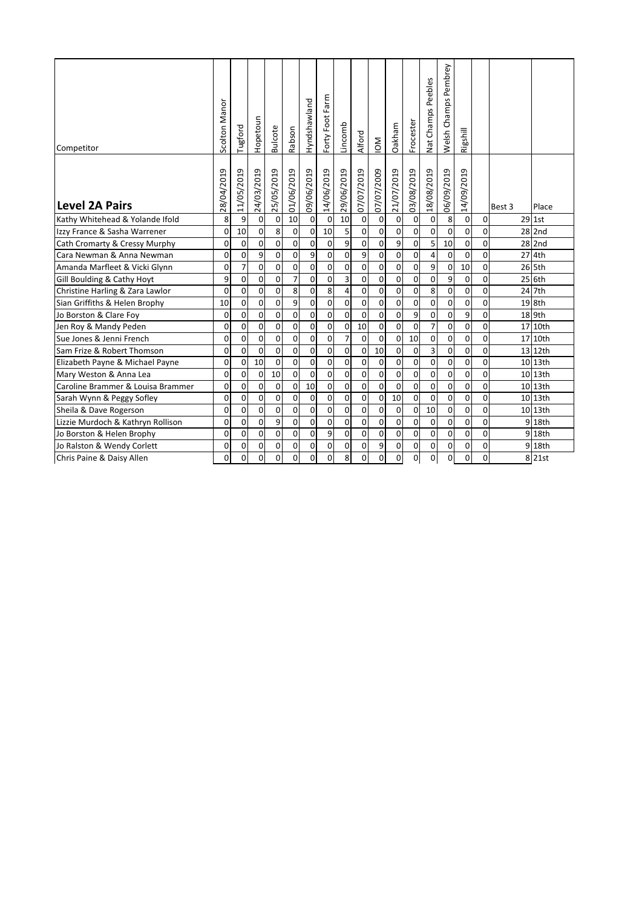| Competitor | Scolton Manor | Tugford | Hopetoun | Bulcote | Rabson | Hyndshawland | Forty Foot Farm | Lincomb | Alford | IOM | Oakham | Frocester | Nat Champs Peebles | Welsh Champs Pembrey | Rigshill | | | |
|---|---|---|---|---|---|---|---|---|---|---|---|---|---|---|---|---|---|---|
| **Level 2A Pairs** | 28/04/2019 | 11/05/2019 | 24/03/2019 | 25/05/2019 | 01/06/2019 | 09/06/2019 | 14/06/2019 | 29/06/2019 | 07/07/2019 | 07/07/2009 | 21/07/2019 | 03/08/2019 | 18/08/2019 | 06/09/2019 | 14/09/2019 | | Best 3 | Place |
| Kathy Whitehead & Yolande Ifold | 8 | 9 | 0 | 0 | 10 | 0 | 0 | 10 | 0 | 0 | 0 | 0 | 0 | 8 | 0 | 0 | 29 | 1st |
| Izzy France & Sasha Warrener | 0 | 10 | 0 | 8 | 0 | 0 | 10 | 5 | 0 | 0 | 0 | 0 | 0 | 0 | 0 | 0 | 28 | 2nd |
| Cath Cromarty & Cressy Murphy | 0 | 0 | 0 | 0 | 0 | 0 | 0 | 9 | 0 | 0 | 9 | 0 | 5 | 10 | 0 | 0 | 28 | 2nd |
| Cara Newman & Anna Newman | 0 | 0 | 9 | 0 | 0 | 9 | 0 | 0 | 9 | 0 | 0 | 0 | 4 | 0 | 0 | 0 | 27 | 4th |
| Amanda Marfleet & Vicki Glynn | 0 | 7 | 0 | 0 | 0 | 0 | 0 | 0 | 0 | 0 | 0 | 0 | 9 | 0 | 10 | 0 | 26 | 5th |
| Gill Boulding & Cathy Hoyt | 9 | 0 | 0 | 0 | 7 | 0 | 0 | 3 | 0 | 0 | 0 | 0 | 0 | 9 | 0 | 0 | 25 | 6th |
| Christine Harling & Zara Lawlor | 0 | 0 | 0 | 0 | 8 | 0 | 8 | 4 | 0 | 0 | 0 | 0 | 8 | 0 | 0 | 0 | 24 | 7th |
| Sian Griffiths & Helen Brophy | 10 | 0 | 0 | 0 | 9 | 0 | 0 | 0 | 0 | 0 | 0 | 0 | 0 | 0 | 0 | 0 | 19 | 8th |
| Jo Borston & Clare Foy | 0 | 0 | 0 | 0 | 0 | 0 | 0 | 0 | 0 | 0 | 0 | 9 | 0 | 0 | 9 | 0 | 18 | 9th |
| Jen Roy & Mandy Peden | 0 | 0 | 0 | 0 | 0 | 0 | 0 | 0 | 10 | 0 | 0 | 0 | 7 | 0 | 0 | 0 | 17 | 10th |
| Sue Jones & Jenni French | 0 | 0 | 0 | 0 | 0 | 0 | 0 | 7 | 0 | 0 | 0 | 10 | 0 | 0 | 0 | 0 | 17 | 10th |
| Sam Frize & Robert Thomson | 0 | 0 | 0 | 0 | 0 | 0 | 0 | 0 | 0 | 10 | 0 | 0 | 3 | 0 | 0 | 0 | 13 | 12th |
| Elizabeth Payne & Michael Payne | 0 | 0 | 10 | 0 | 0 | 0 | 0 | 0 | 0 | 0 | 0 | 0 | 0 | 0 | 0 | 0 | 10 | 13th |
| Mary Weston & Anna Lea | 0 | 0 | 0 | 10 | 0 | 0 | 0 | 0 | 0 | 0 | 0 | 0 | 0 | 0 | 0 | 0 | 10 | 13th |
| Caroline Brammer & Louisa Brammer | 0 | 0 | 0 | 0 | 0 | 10 | 0 | 0 | 0 | 0 | 0 | 0 | 0 | 0 | 0 | 0 | 10 | 13th |
| Sarah Wynn & Peggy Sofley | 0 | 0 | 0 | 0 | 0 | 0 | 0 | 0 | 0 | 0 | 10 | 0 | 0 | 0 | 0 | 0 | 10 | 13th |
| Sheila & Dave Rogerson | 0 | 0 | 0 | 0 | 0 | 0 | 0 | 0 | 0 | 0 | 0 | 0 | 10 | 0 | 0 | 0 | 10 | 13th |
| Lizzie Murdoch & Kathryn Rollison | 0 | 0 | 0 | 9 | 0 | 0 | 0 | 0 | 0 | 0 | 0 | 0 | 0 | 0 | 0 | 0 | 9 | 18th |
| Jo Borston & Helen Brophy | 0 | 0 | 0 | 0 | 0 | 0 | 9 | 0 | 0 | 0 | 0 | 0 | 0 | 0 | 0 | 0 | 9 | 18th |
| Jo Ralston & Wendy Corlett | 0 | 0 | 0 | 0 | 0 | 0 | 0 | 0 | 0 | 9 | 0 | 0 | 0 | 0 | 0 | 0 | 9 | 18th |
| Chris Paine & Daisy Allen | 0 | 0 | 0 | 0 | 0 | 0 | 0 | 8 | 0 | 0 | 0 | 0 | 0 | 0 | 0 | 0 | 8 | 21st |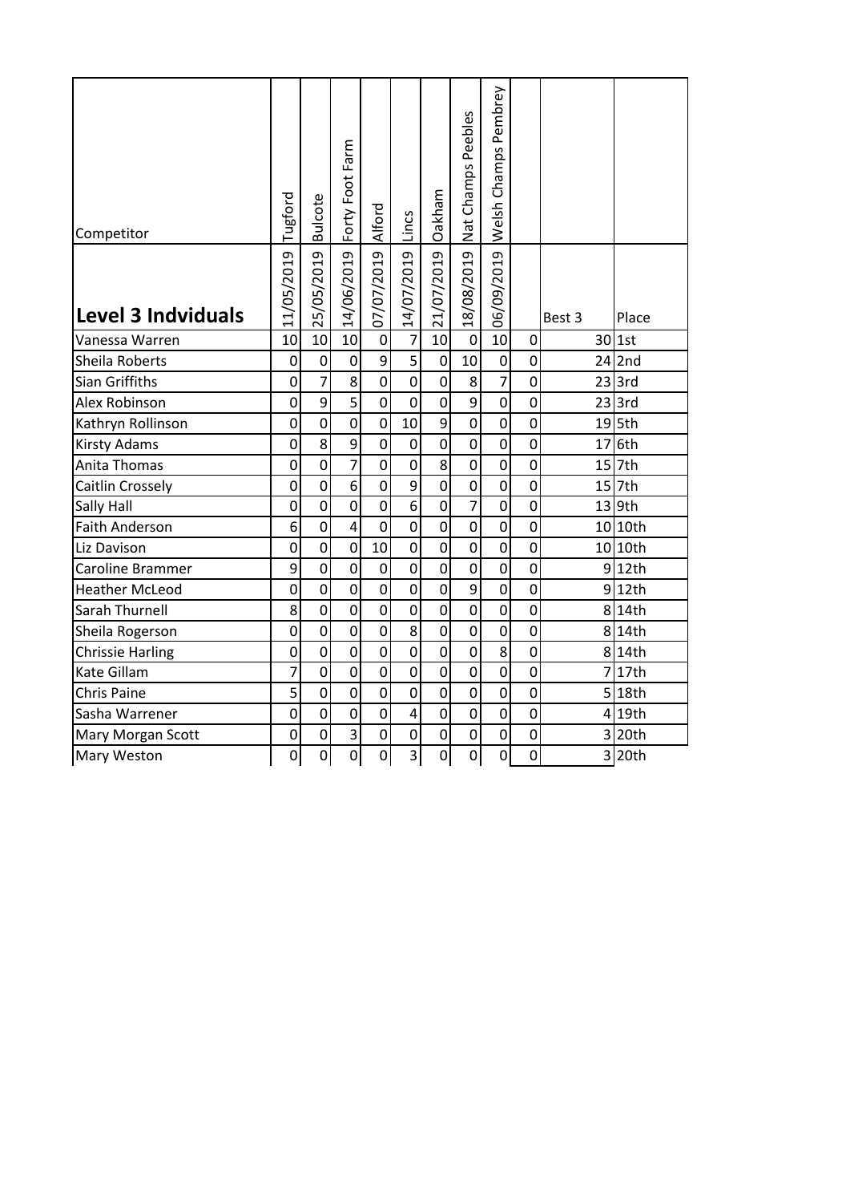| Competitor | Tugford | Bulcote | Forty Foot Farm | Alford | Lincs | Oakham | Nat Champs Peebles | Welsh Champs Pembrey | | | |
|---|---|---|---|---|---|---|---|---|---|---|---|
| **Level 3 Indviduals** | 11/05/2019 | 25/05/2019 | 14/06/2019 | 07/07/2019 | 14/07/2019 | 21/07/2019 | 18/08/2019 | 06/09/2019 | | Best 3 | Place |
| Vanessa Warren | 10 | 10 | 10 | 0 | 7 | 10 | 0 | 10 | 0 | 30 | 1st |
| Sheila Roberts | 0 | 0 | 0 | 9 | 5 | 0 | 10 | 0 | 0 | 24 | 2nd |
| Sian Griffiths | 0 | 7 | 8 | 0 | 0 | 0 | 8 | 7 | 0 | 23 | 3rd |
| Alex Robinson | 0 | 9 | 5 | 0 | 0 | 0 | 9 | 0 | 0 | 23 | 3rd |
| Kathryn Rollinson | 0 | 0 | 0 | 0 | 10 | 9 | 0 | 0 | 0 | 19 | 5th |
| Kirsty Adams | 0 | 8 | 9 | 0 | 0 | 0 | 0 | 0 | 0 | 17 | 6th |
| Anita Thomas | 0 | 0 | 7 | 0 | 0 | 8 | 0 | 0 | 0 | 15 | 7th |
| Caitlin Crossely | 0 | 0 | 6 | 0 | 9 | 0 | 0 | 0 | 0 | 15 | 7th |
| Sally Hall | 0 | 0 | 0 | 0 | 6 | 0 | 7 | 0 | 0 | 13 | 9th |
| Faith Anderson | 6 | 0 | 4 | 0 | 0 | 0 | 0 | 0 | 0 | 10 | 10th |
| Liz Davison | 0 | 0 | 0 | 10 | 0 | 0 | 0 | 0 | 0 | 10 | 10th |
| Caroline Brammer | 9 | 0 | 0 | 0 | 0 | 0 | 0 | 0 | 0 | 9 | 12th |
| Heather McLeod | 0 | 0 | 0 | 0 | 0 | 0 | 9 | 0 | 0 | 9 | 12th |
| Sarah Thurnell | 8 | 0 | 0 | 0 | 0 | 0 | 0 | 0 | 0 | 8 | 14th |
| Sheila Rogerson | 0 | 0 | 0 | 0 | 8 | 0 | 0 | 0 | 0 | 8 | 14th |
| Chrissie Harling | 0 | 0 | 0 | 0 | 0 | 0 | 0 | 8 | 0 | 8 | 14th |
| Kate Gillam | 7 | 0 | 0 | 0 | 0 | 0 | 0 | 0 | 0 | 7 | 17th |
| Chris Paine | 5 | 0 | 0 | 0 | 0 | 0 | 0 | 0 | 0 | 5 | 18th |
| Sasha Warrener | 0 | 0 | 0 | 0 | 4 | 0 | 0 | 0 | 0 | 4 | 19th |
| Mary Morgan Scott | 0 | 0 | 3 | 0 | 0 | 0 | 0 | 0 | 0 | 3 | 20th |
| Mary Weston | 0 | 0 | 0 | 0 | 3 | 0 | 0 | 0 | 0 | 3 | 20th |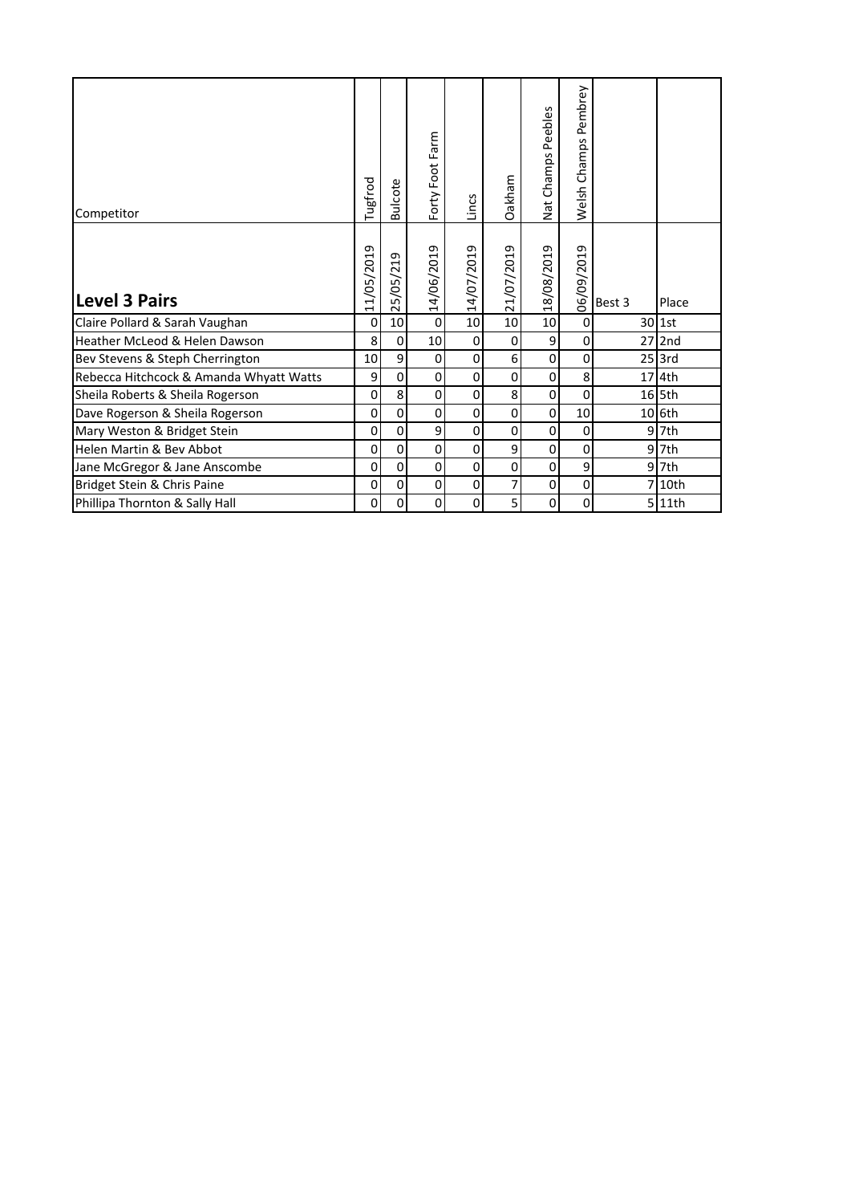| Competitor | Tugfrod | Bulcote | Forty Foot Farm | Lincs | Oakham | Nat Champs Peebles | Welsh Champs Pembrey | | |
|---|---|---|---|---|---|---|---|---|---|
| **Level 3 Pairs** | 11/05/2019 | 25/05/219 | 14/06/2019 | 14/07/2019 | 21/07/2019 | 18/08/2019 | 06/09/2019 | Best 3 | Place |
| Claire Pollard & Sarah Vaughan | 0 | 10 | 0 | 10 | 10 | 10 | 0 | 30 | 1st |
| Heather McLeod & Helen Dawson | 8 | 0 | 10 | 0 | 0 | 9 | 0 | 27 | 2nd |
| Bev Stevens & Steph Cherrington | 10 | 9 | 0 | 0 | 6 | 0 | 0 | 25 | 3rd |
| Rebecca Hitchcock & Amanda Whyatt Watts | 9 | 0 | 0 | 0 | 0 | 0 | 8 | 17 | 4th |
| Sheila Roberts & Sheila Rogerson | 0 | 8 | 0 | 0 | 8 | 0 | 0 | 16 | 5th |
| Dave Rogerson & Sheila Rogerson | 0 | 0 | 0 | 0 | 0 | 0 | 10 | 10 | 6th |
| Mary Weston & Bridget Stein | 0 | 0 | 9 | 0 | 0 | 0 | 0 | 9 | 7th |
| Helen Martin & Bev Abbot | 0 | 0 | 0 | 0 | 9 | 0 | 0 | 9 | 7th |
| Jane McGregor & Jane Anscombe | 0 | 0 | 0 | 0 | 0 | 0 | 9 | 9 | 7th |
| Bridget Stein & Chris Paine | 0 | 0 | 0 | 0 | 7 | 0 | 0 | 7 | 10th |
| Phillipa Thornton & Sally Hall | 0 | 0 | 0 | 0 | 5 | 0 | 0 | 5 | 11th |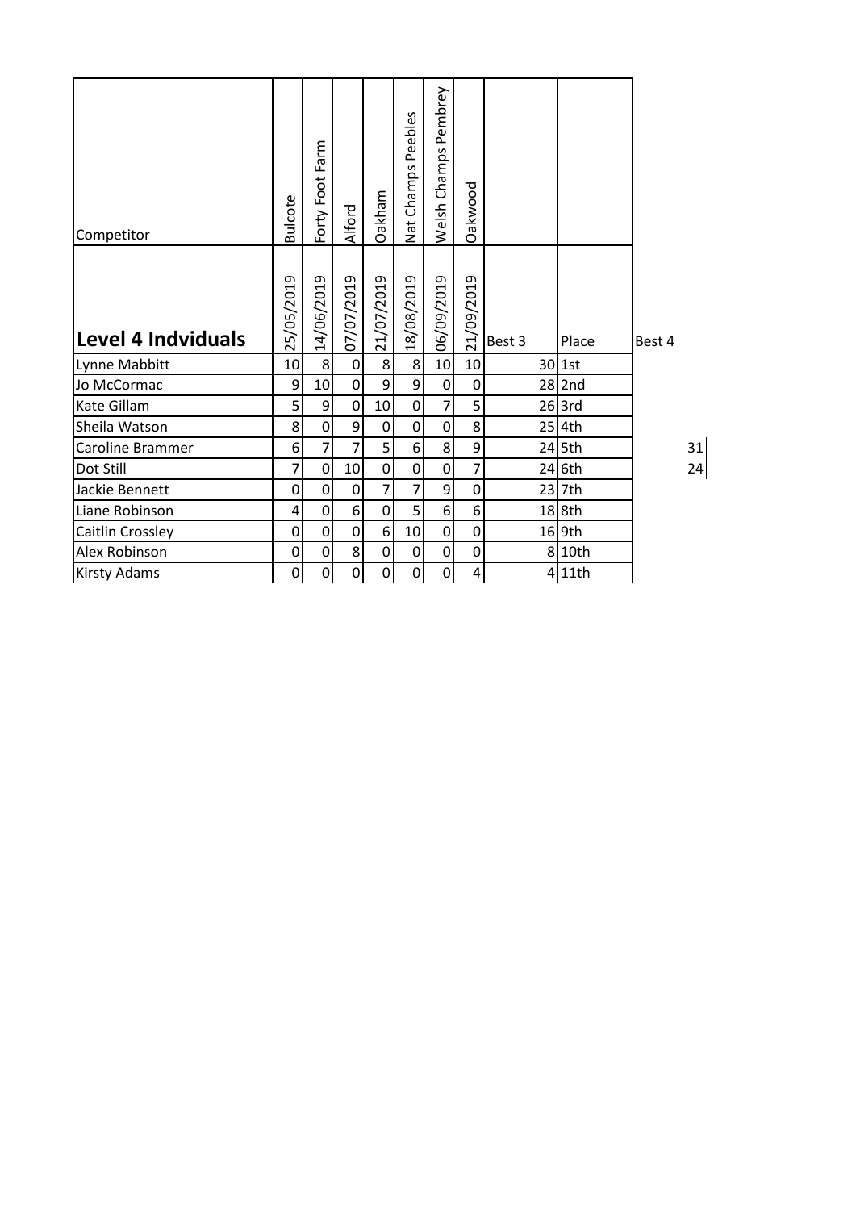| Competitor | Bulcote | Forty Foot Farm | Alford | Oakham | Nat Champs Peebles | Welsh Champs Pembrey | Oakwood | | | |
|---|---|---|---|---|---|---|---|---|---|---|
| **Level 4 Indviduals** | 25/05/2019 | 14/06/2019 | 07/07/2019 | 21/07/2019 | 18/08/2019 | 06/09/2019 | 21/09/2019 | Best 3 | Place | Best 4 |
| Lynne Mabbitt | 10 | 8 | 0 | 8 | 8 | 10 | 10 | 30 | 1st | |
| Jo McCormac | 9 | 10 | 0 | 9 | 9 | 0 | 0 | 28 | 2nd | |
| Kate Gillam | 5 | 9 | 0 | 10 | 0 | 7 | 5 | 26 | 3rd | |
| Sheila Watson | 8 | 0 | 9 | 0 | 0 | 0 | 8 | 25 | 4th | |
| Caroline Brammer | 6 | 7 | 7 | 5 | 6 | 8 | 9 | 24 | 5th | 31 |
| Dot Still | 7 | 0 | 10 | 0 | 0 | 0 | 7 | 24 | 6th | 24 |
| Jackie Bennett | 0 | 0 | 0 | 7 | 7 | 9 | 0 | 23 | 7th | |
| Liane Robinson | 4 | 0 | 6 | 0 | 5 | 6 | 6 | 18 | 8th | |
| Caitlin Crossley | 0 | 0 | 0 | 6 | 10 | 0 | 0 | 16 | 9th | |
| Alex Robinson | 0 | 0 | 8 | 0 | 0 | 0 | 0 | 8 | 10th | |
| Kirsty Adams | 0 | 0 | 0 | 0 | 0 | 0 | 4 | 4 | 11th | |